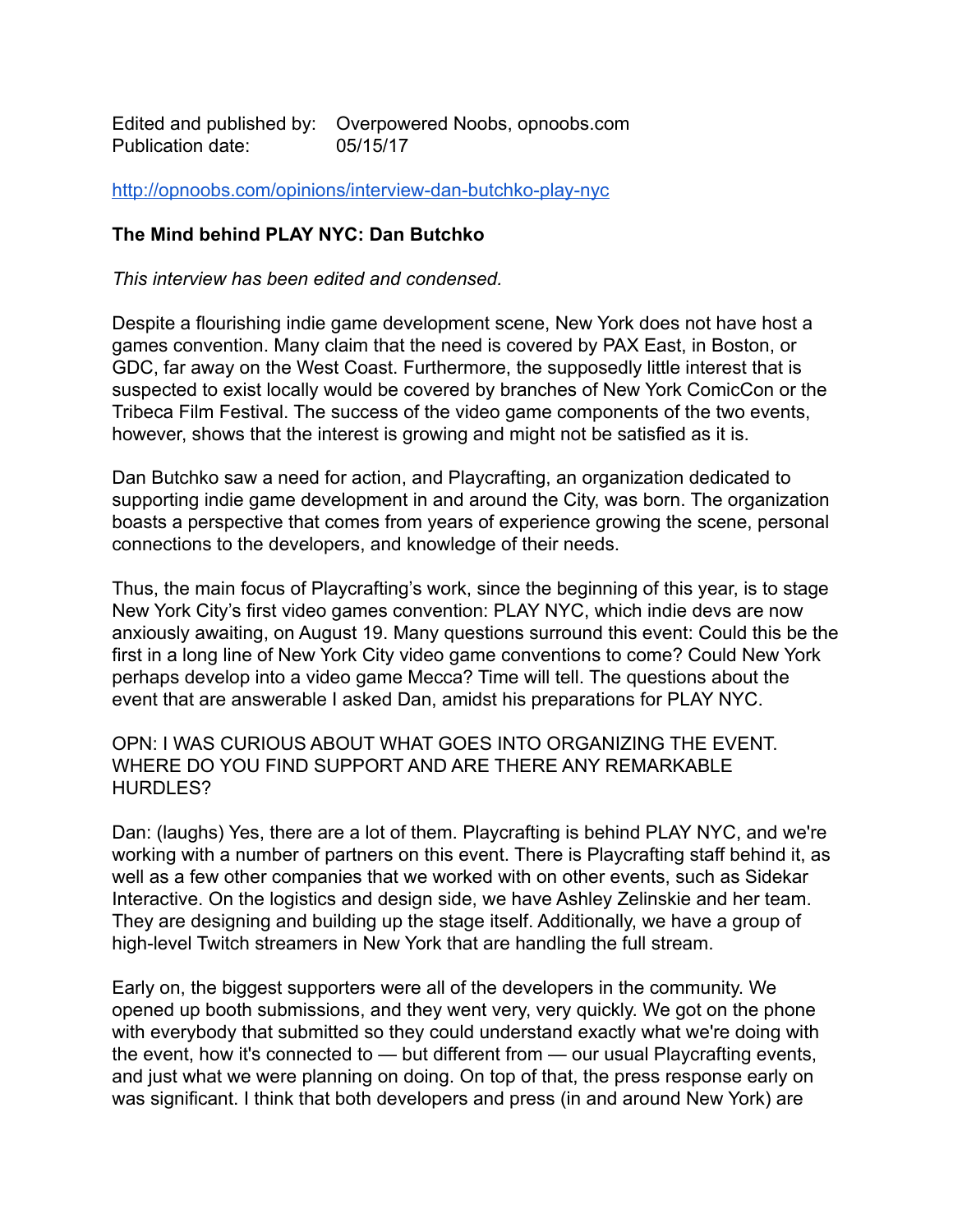Edited and published by: Overpowered Noobs, opnoobs.com
Publication date: 05/15/17

http://opnoobs.com/opinions/interview-dan-butchko-play-nyc

**The Mind behind PLAY NYC: Dan Butchko**

*This interview has been edited and condensed.*

Despite a flourishing indie game development scene, New York does not have host a games convention. Many claim that the need is covered by PAX East, in Boston, or GDC, far away on the West Coast. Furthermore, the supposedly little interest that is suspected to exist locally would be covered by branches of New York ComicCon or the Tribeca Film Festival. The success of the video game components of the two events, however, shows that the interest is growing and might not be satisfied as it is.

Dan Butchko saw a need for action, and Playcrafting, an organization dedicated to supporting indie game development in and around the City, was born. The organization boasts a perspective that comes from years of experience growing the scene, personal connections to the developers, and knowledge of their needs.

Thus, the main focus of Playcrafting's work, since the beginning of this year, is to stage New York City's first video games convention: PLAY NYC, which indie devs are now anxiously awaiting, on August 19. Many questions surround this event: Could this be the first in a long line of New York City video game conventions to come? Could New York perhaps develop into a video game Mecca? Time will tell. The questions about the event that are answerable I asked Dan, amidst his preparations for PLAY NYC.

OPN: I WAS CURIOUS ABOUT WHAT GOES INTO ORGANIZING THE EVENT. WHERE DO YOU FIND SUPPORT AND ARE THERE ANY REMARKABLE HURDLES?

Dan: (laughs) Yes, there are a lot of them. Playcrafting is behind PLAY NYC, and we're working with a number of partners on this event. There is Playcrafting staff behind it, as well as a few other companies that we worked with on other events, such as Sidekar Interactive. On the logistics and design side, we have Ashley Zelinskie and her team. They are designing and building up the stage itself. Additionally, we have a group of high-level Twitch streamers in New York that are handling the full stream.

Early on, the biggest supporters were all of the developers in the community. We opened up booth submissions, and they went very, very quickly. We got on the phone with everybody that submitted so they could understand exactly what we're doing with the event, how it's connected to — but different from — our usual Playcrafting events, and just what we were planning on doing. On top of that, the press response early on was significant. I think that both developers and press (in and around New York) are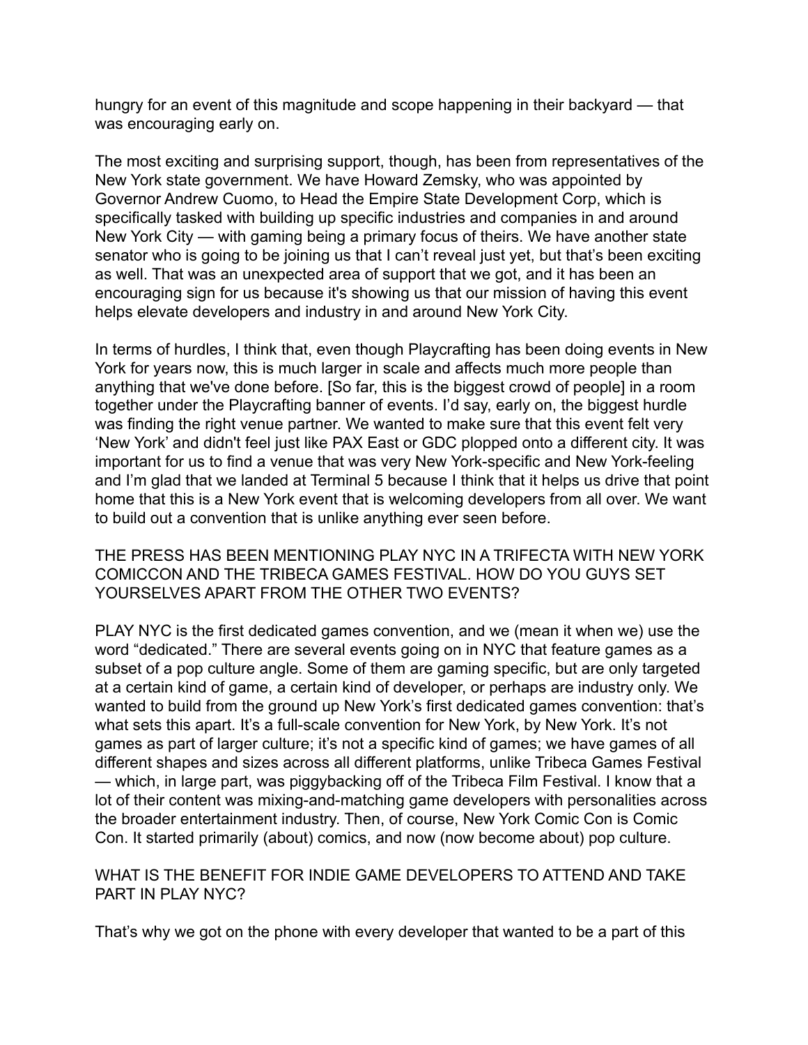hungry for an event of this magnitude and scope happening in their backyard — that was encouraging early on.

The most exciting and surprising support, though, has been from representatives of the New York state government. We have Howard Zemsky, who was appointed by Governor Andrew Cuomo, to Head the Empire State Development Corp, which is specifically tasked with building up specific industries and companies in and around New York City — with gaming being a primary focus of theirs. We have another state senator who is going to be joining us that I can't reveal just yet, but that's been exciting as well. That was an unexpected area of support that we got, and it has been an encouraging sign for us because it's showing us that our mission of having this event helps elevate developers and industry in and around New York City.

In terms of hurdles, I think that, even though Playcrafting has been doing events in New York for years now, this is much larger in scale and affects much more people than anything that we've done before. [So far, this is the biggest crowd of people] in a room together under the Playcrafting banner of events. I'd say, early on, the biggest hurdle was finding the right venue partner. We wanted to make sure that this event felt very 'New York' and didn't feel just like PAX East or GDC plopped onto a different city. It was important for us to find a venue that was very New York-specific and New York-feeling and I'm glad that we landed at Terminal 5 because I think that it helps us drive that point home that this is a New York event that is welcoming developers from all over. We want to build out a convention that is unlike anything ever seen before.

THE PRESS HAS BEEN MENTIONING PLAY NYC IN A TRIFECTA WITH NEW YORK COMICCON AND THE TRIBECA GAMES FESTIVAL. HOW DO YOU GUYS SET YOURSELVES APART FROM THE OTHER TWO EVENTS?

PLAY NYC is the first dedicated games convention, and we (mean it when we) use the word "dedicated." There are several events going on in NYC that feature games as a subset of a pop culture angle. Some of them are gaming specific, but are only targeted at a certain kind of game, a certain kind of developer, or perhaps are industry only. We wanted to build from the ground up New York's first dedicated games convention: that's what sets this apart. It's a full-scale convention for New York, by New York. It's not games as part of larger culture; it's not a specific kind of games; we have games of all different shapes and sizes across all different platforms, unlike Tribeca Games Festival — which, in large part, was piggybacking off of the Tribeca Film Festival. I know that a lot of their content was mixing-and-matching game developers with personalities across the broader entertainment industry. Then, of course, New York Comic Con is Comic Con. It started primarily (about) comics, and now (now become about) pop culture.

WHAT IS THE BENEFIT FOR INDIE GAME DEVELOPERS TO ATTEND AND TAKE PART IN PLAY NYC?

That's why we got on the phone with every developer that wanted to be a part of this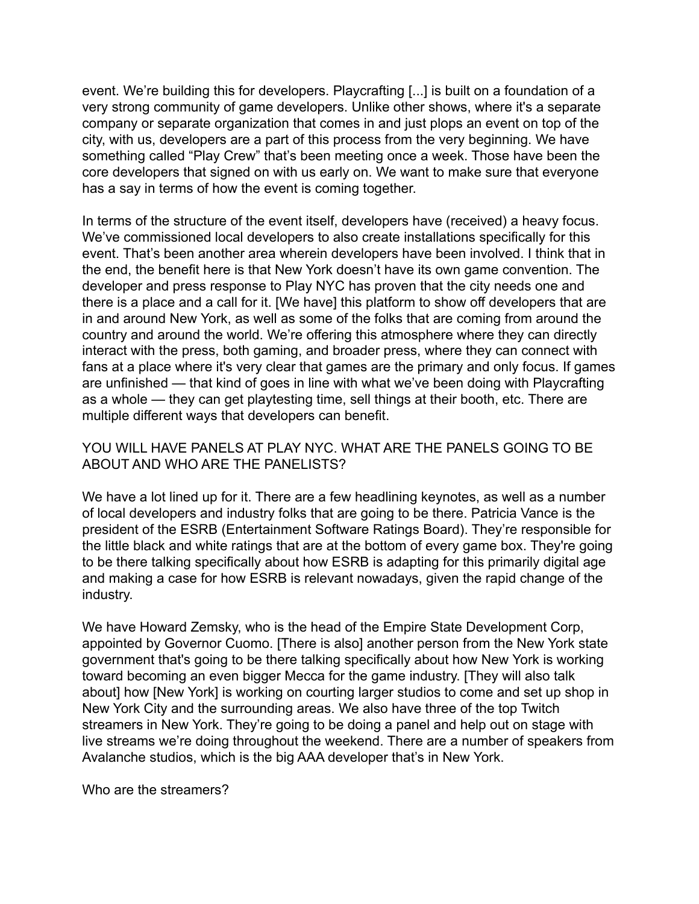event. We're building this for developers. Playcrafting [...] is built on a foundation of a very strong community of game developers. Unlike other shows, where it's a separate company or separate organization that comes in and just plops an event on top of the city, with us, developers are a part of this process from the very beginning. We have something called "Play Crew" that's been meeting once a week. Those have been the core developers that signed on with us early on. We want to make sure that everyone has a say in terms of how the event is coming together.

In terms of the structure of the event itself, developers have (received) a heavy focus. We've commissioned local developers to also create installations specifically for this event. That's been another area wherein developers have been involved. I think that in the end, the benefit here is that New York doesn't have its own game convention. The developer and press response to Play NYC has proven that the city needs one and there is a place and a call for it. [We have] this platform to show off developers that are in and around New York, as well as some of the folks that are coming from around the country and around the world. We're offering this atmosphere where they can directly interact with the press, both gaming, and broader press, where they can connect with fans at a place where it's very clear that games are the primary and only focus. If games are unfinished — that kind of goes in line with what we've been doing with Playcrafting as a whole — they can get playtesting time, sell things at their booth, etc. There are multiple different ways that developers can benefit.

YOU WILL HAVE PANELS AT PLAY NYC. WHAT ARE THE PANELS GOING TO BE ABOUT AND WHO ARE THE PANELISTS?

We have a lot lined up for it. There are a few headlining keynotes, as well as a number of local developers and industry folks that are going to be there. Patricia Vance is the president of the ESRB (Entertainment Software Ratings Board). They're responsible for the little black and white ratings that are at the bottom of every game box. They're going to be there talking specifically about how ESRB is adapting for this primarily digital age and making a case for how ESRB is relevant nowadays, given the rapid change of the industry.

We have Howard Zemsky, who is the head of the Empire State Development Corp, appointed by Governor Cuomo. [There is also] another person from the New York state government that's going to be there talking specifically about how New York is working toward becoming an even bigger Mecca for the game industry. [They will also talk about] how [New York] is working on courting larger studios to come and set up shop in New York City and the surrounding areas. We also have three of the top Twitch streamers in New York. They're going to be doing a panel and help out on stage with live streams we're doing throughout the weekend. There are a number of speakers from Avalanche studios, which is the big AAA developer that's in New York.

Who are the streamers?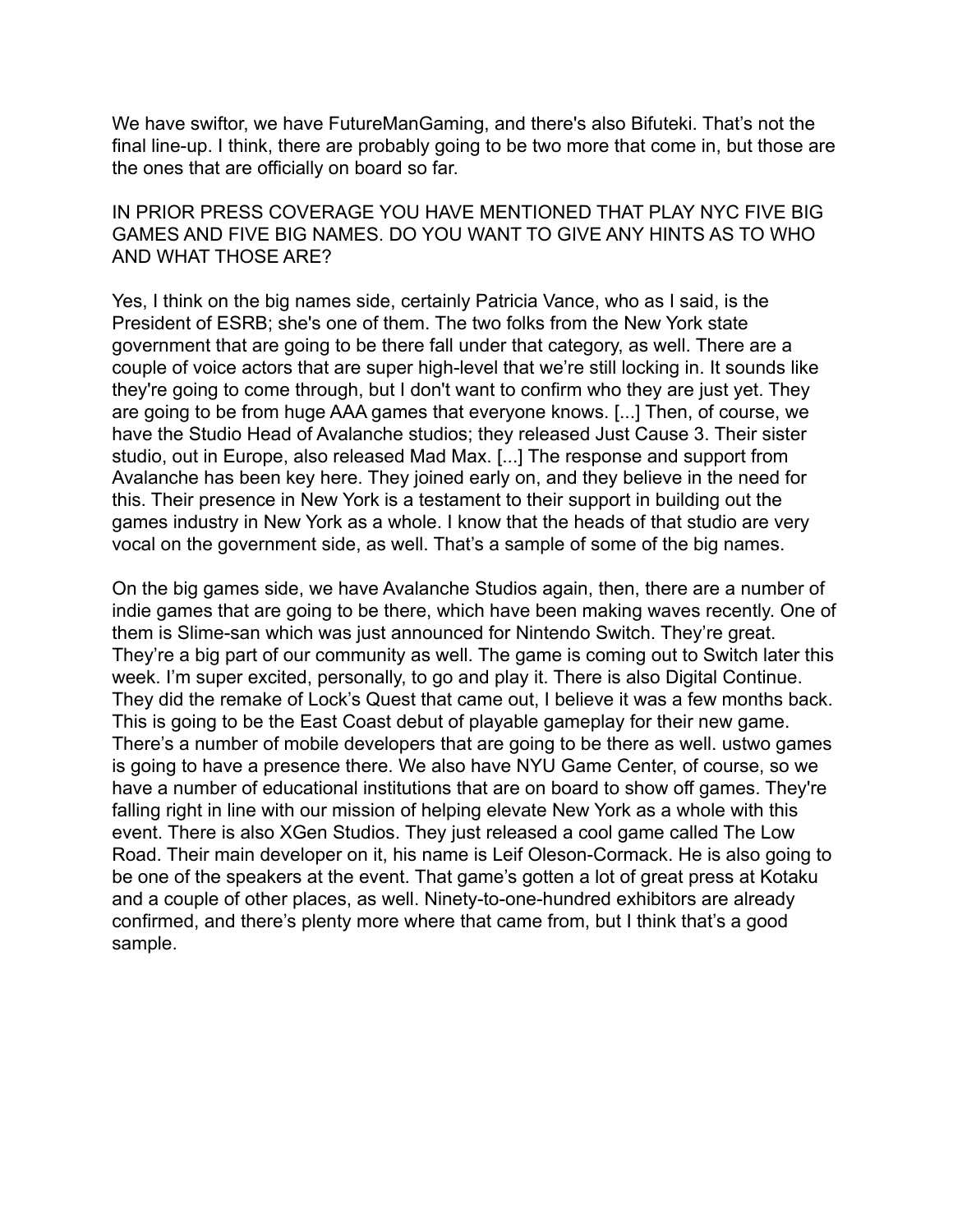We have swiftor, we have FutureManGaming, and there's also Bifuteki. That's not the final line-up. I think, there are probably going to be two more that come in, but those are the ones that are officially on board so far.

IN PRIOR PRESS COVERAGE YOU HAVE MENTIONED THAT PLAY NYC FIVE BIG GAMES AND FIVE BIG NAMES. DO YOU WANT TO GIVE ANY HINTS AS TO WHO AND WHAT THOSE ARE?

Yes, I think on the big names side, certainly Patricia Vance, who as I said, is the President of ESRB; she's one of them. The two folks from the New York state government that are going to be there fall under that category, as well. There are a couple of voice actors that are super high-level that we're still locking in. It sounds like they're going to come through, but I don't want to confirm who they are just yet. They are going to be from huge AAA games that everyone knows. [...] Then, of course, we have the Studio Head of Avalanche studios; they released Just Cause 3. Their sister studio, out in Europe, also released Mad Max. [...] The response and support from Avalanche has been key here. They joined early on, and they believe in the need for this. Their presence in New York is a testament to their support in building out the games industry in New York as a whole. I know that the heads of that studio are very vocal on the government side, as well. That's a sample of some of the big names.

On the big games side, we have Avalanche Studios again, then, there are a number of indie games that are going to be there, which have been making waves recently. One of them is Slime-san which was just announced for Nintendo Switch. They're great. They're a big part of our community as well. The game is coming out to Switch later this week. I'm super excited, personally, to go and play it. There is also Digital Continue. They did the remake of Lock's Quest that came out, I believe it was a few months back. This is going to be the East Coast debut of playable gameplay for their new game. There's a number of mobile developers that are going to be there as well. ustwo games is going to have a presence there. We also have NYU Game Center, of course, so we have a number of educational institutions that are on board to show off games. They're falling right in line with our mission of helping elevate New York as a whole with this event. There is also XGen Studios. They just released a cool game called The Low Road. Their main developer on it, his name is Leif Oleson-Cormack. He is also going to be one of the speakers at the event. That game's gotten a lot of great press at Kotaku and a couple of other places, as well. Ninety-to-one-hundred exhibitors are already confirmed, and there's plenty more where that came from, but I think that's a good sample.